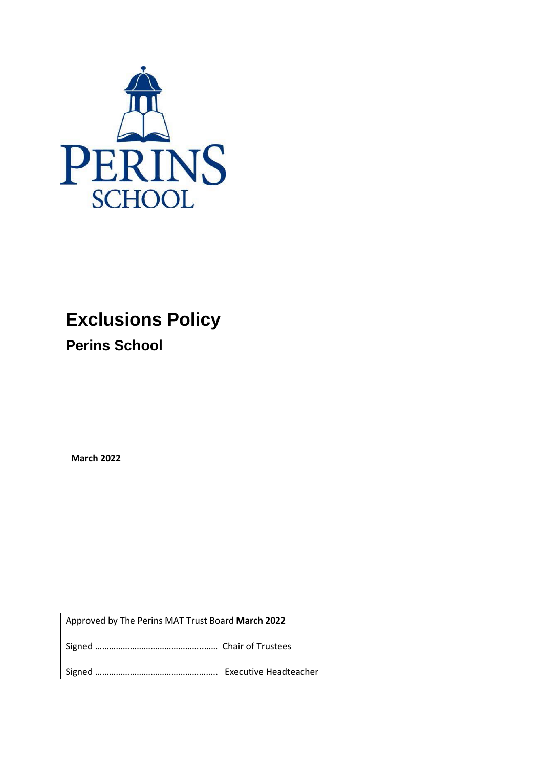# Exclusions Policy

## Perins School

**March 2022**

Approved by The Perins MAT Trust Board **March 2022**

Signed …………………………………………..…… Chair of Trustees

Signed …………………………………………….. Executive Headteacher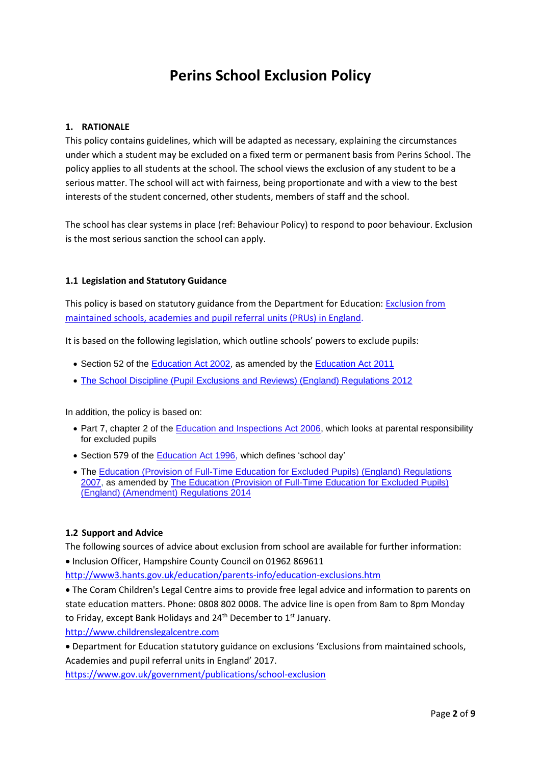# Perins School Exclusion Policy

## 1. RATIONALE

This policy contains guidelines, which will be adapted as necessary, explaining the circumstances under which a student may be excluded on a fixed term or permanent basis from Perins School. The policy applies to all students at the school. The school views the exclusion of any student to be a serious matter. The school will act with fairness, being proportionate and with a view to the best interests of the student concerned, other students, members of staff and the school.

The school has clear systems in place (ref: Behaviour Policy) to respond to poor behaviour. Exclusion is the most serious sanction the school can apply.

### 1.1 Legislation and Statutory Guidance

This policy is based on statutory guidance from the Department for Education: Exclusion from maintained schools, academies and pupil referral units (PRUs) in England.

It is based on the following legislation, which outline schools' powers to exclude pupils:

- Section 52 of the Education Act 2002, as amended by the Education Act 2011
- The School Discipline (Pupil Exclusions and Reviews) (England) Regulations 2012

In addition, the policy is based on:

- Part 7, chapter 2 of the Education and Inspections Act 2006, which looks at parental responsibility for excluded pupils
- Section 579 of the Education Act 1996, which defines 'school day'
- The Education (Provision of Full-Time Education for Excluded Pupils) (England) Regulations 2007, as amended by The Education (Provision of Full-Time Education for Excluded Pupils) (England) (Amendment) Regulations 2014

### 1.2 Support and Advice

The following sources of advice about exclusion from school are available for further information:

- Inclusion Officer, Hampshire County Council on 01962 869611
  http://www3.hants.gov.uk/education/parents-info/education-exclusions.htm
- The Coram Children's Legal Centre aims to provide free legal advice and information to parents on state education matters. Phone: 0808 802 0008. The advice line is open from 8am to 8pm Monday to Friday, except Bank Holidays and 24th December to 1st January.
  http://www.childrenslegalcentre.com
- Department for Education statutory guidance on exclusions 'Exclusions from maintained schools, Academies and pupil referral units in England' 2017.
  https://www.gov.uk/government/publications/school-exclusion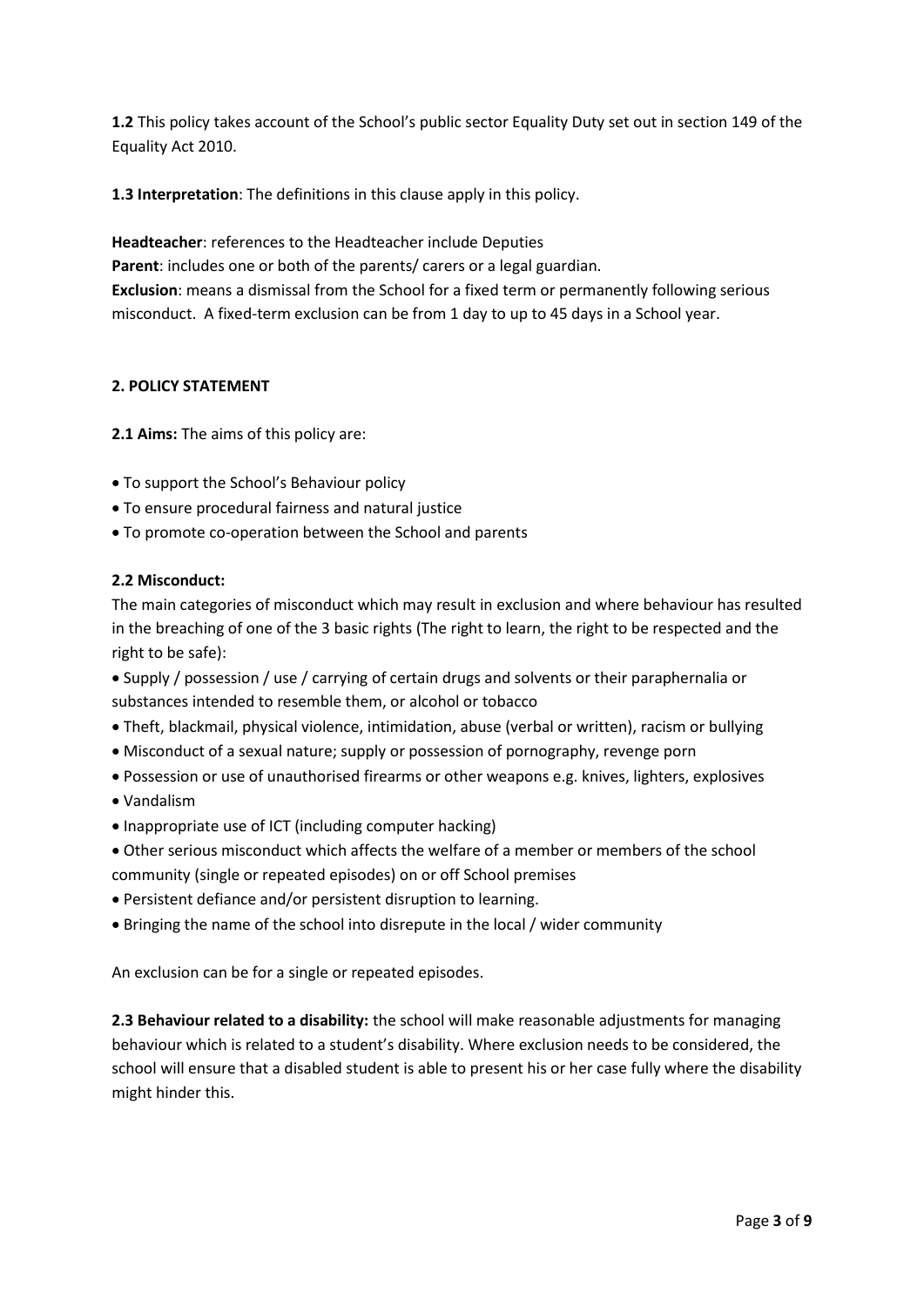**1.2** This policy takes account of the School's public sector Equality Duty set out in section 149 of the Equality Act 2010.

**1.3 Interpretation**: The definitions in this clause apply in this policy.

**Headteacher**: references to the Headteacher include Deputies
**Parent**: includes one or both of the parents/ carers or a legal guardian.
**Exclusion**: means a dismissal from the School for a fixed term or permanently following serious misconduct. A fixed-term exclusion can be from 1 day to up to 45 days in a School year.

## 2. POLICY STATEMENT

**2.1 Aims:** The aims of this policy are:

- To support the School's Behaviour policy
- To ensure procedural fairness and natural justice
- To promote co-operation between the School and parents

**2.2 Misconduct:**

The main categories of misconduct which may result in exclusion and where behaviour has resulted in the breaching of one of the 3 basic rights (The right to learn, the right to be respected and the right to be safe):

- Supply / possession / use / carrying of certain drugs and solvents or their paraphernalia or substances intended to resemble them, or alcohol or tobacco
- Theft, blackmail, physical violence, intimidation, abuse (verbal or written), racism or bullying
- Misconduct of a sexual nature; supply or possession of pornography, revenge porn
- Possession or use of unauthorised firearms or other weapons e.g. knives, lighters, explosives
- Vandalism
- Inappropriate use of ICT (including computer hacking)
- Other serious misconduct which affects the welfare of a member or members of the school community (single or repeated episodes) on or off School premises
- Persistent defiance and/or persistent disruption to learning.
- Bringing the name of the school into disrepute in the local / wider community

An exclusion can be for a single or repeated episodes.

**2.3 Behaviour related to a disability:** the school will make reasonable adjustments for managing behaviour which is related to a student's disability. Where exclusion needs to be considered, the school will ensure that a disabled student is able to present his or her case fully where the disability might hinder this.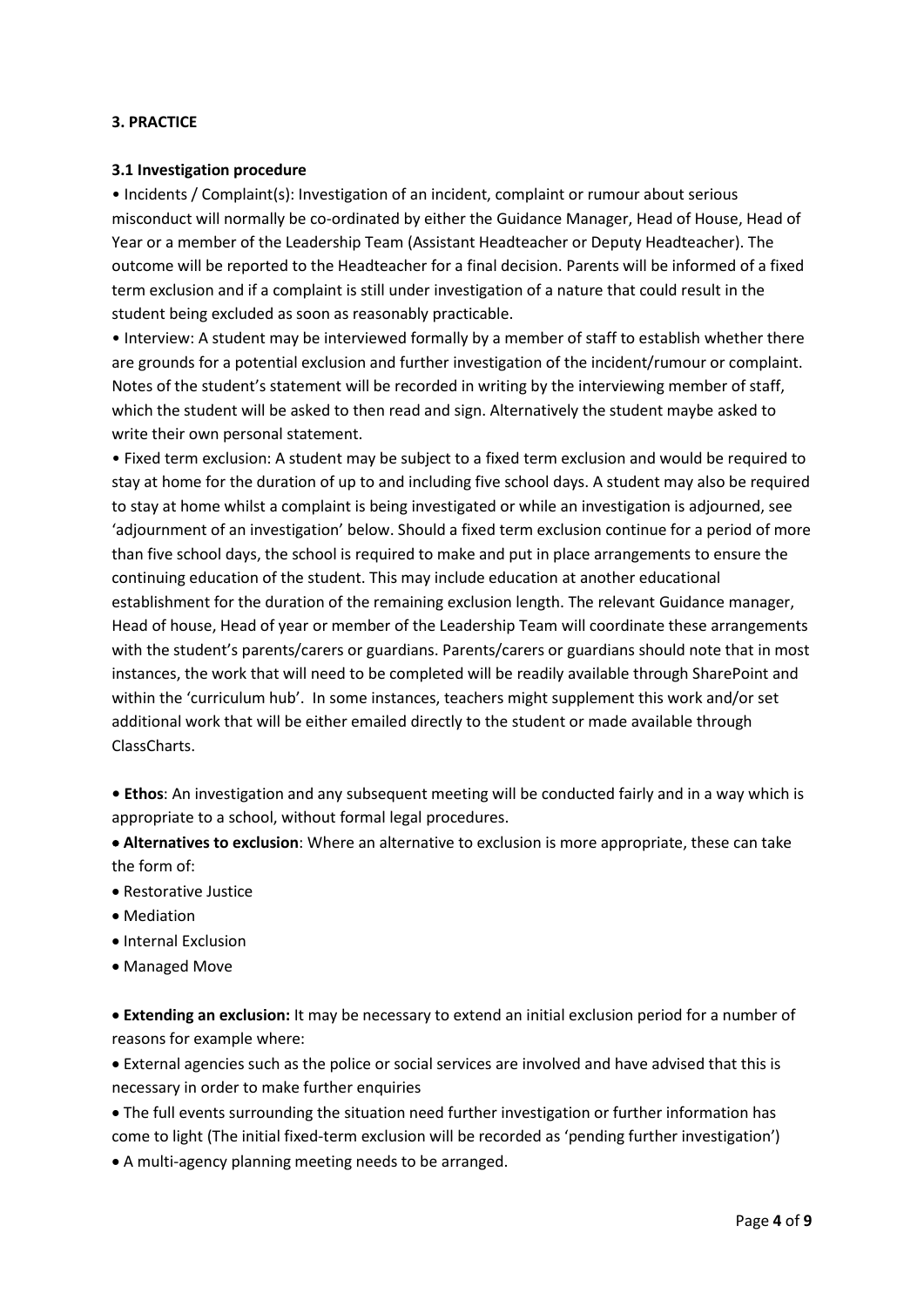**3. PRACTICE**

**3.1 Investigation procedure**

- Incidents / Complaint(s): Investigation of an incident, complaint or rumour about serious misconduct will normally be co-ordinated by either the Guidance Manager, Head of House, Head of Year or a member of the Leadership Team (Assistant Headteacher or Deputy Headteacher). The outcome will be reported to the Headteacher for a final decision. Parents will be informed of a fixed term exclusion and if a complaint is still under investigation of a nature that could result in the student being excluded as soon as reasonably practicable.
- Interview: A student may be interviewed formally by a member of staff to establish whether there are grounds for a potential exclusion and further investigation of the incident/rumour or complaint. Notes of the student's statement will be recorded in writing by the interviewing member of staff, which the student will be asked to then read and sign. Alternatively the student maybe asked to write their own personal statement.
- Fixed term exclusion: A student may be subject to a fixed term exclusion and would be required to stay at home for the duration of up to and including five school days. A student may also be required to stay at home whilst a complaint is being investigated or while an investigation is adjourned, see 'adjournment of an investigation' below. Should a fixed term exclusion continue for a period of more than five school days, the school is required to make and put in place arrangements to ensure the continuing education of the student. This may include education at another educational establishment for the duration of the remaining exclusion length. The relevant Guidance manager, Head of house, Head of year or member of the Leadership Team will coordinate these arrangements with the student's parents/carers or guardians. Parents/carers or guardians should note that in most instances, the work that will need to be completed will be readily available through SharePoint and within the 'curriculum hub'. In some instances, teachers might supplement this work and/or set additional work that will be either emailed directly to the student or made available through ClassCharts.

- **Ethos**: An investigation and any subsequent meeting will be conducted fairly and in a way which is appropriate to a school, without formal legal procedures.
- **Alternatives to exclusion**: Where an alternative to exclusion is more appropriate, these can take the form of:
- Restorative Justice
- Mediation
- Internal Exclusion
- Managed Move

- **Extending an exclusion:** It may be necessary to extend an initial exclusion period for a number of reasons for example where:
- External agencies such as the police or social services are involved and have advised that this is necessary in order to make further enquiries
- The full events surrounding the situation need further investigation or further information has come to light (The initial fixed-term exclusion will be recorded as 'pending further investigation')
- A multi-agency planning meeting needs to be arranged.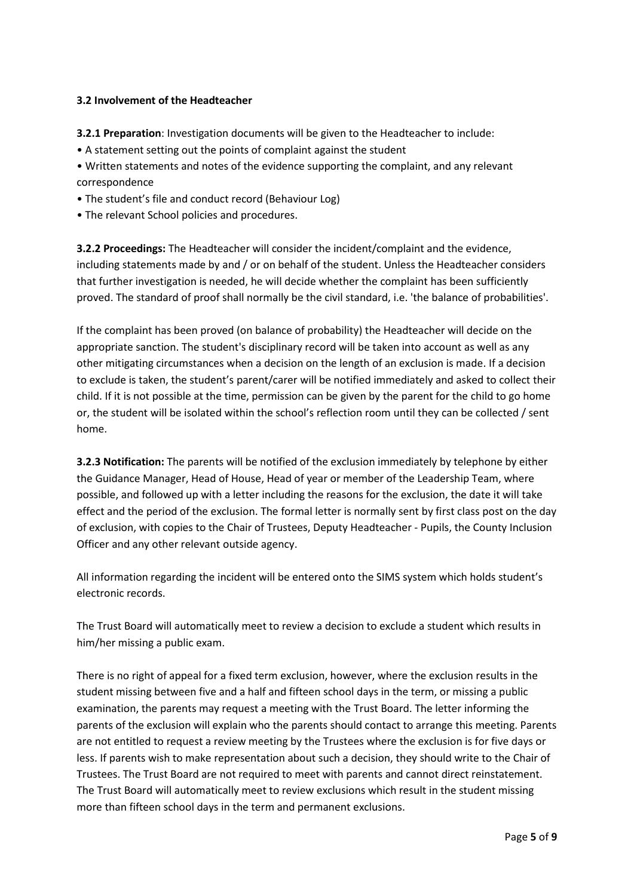### 3.2 Involvement of the Headteacher

**3.2.1 Preparation**: Investigation documents will be given to the Headteacher to include:

- A statement setting out the points of complaint against the student
- Written statements and notes of the evidence supporting the complaint, and any relevant correspondence
- The student's file and conduct record (Behaviour Log)
- The relevant School policies and procedures.

**3.2.2 Proceedings:** The Headteacher will consider the incident/complaint and the evidence, including statements made by and / or on behalf of the student. Unless the Headteacher considers that further investigation is needed, he will decide whether the complaint has been sufficiently proved. The standard of proof shall normally be the civil standard, i.e. 'the balance of probabilities'.

If the complaint has been proved (on balance of probability) the Headteacher will decide on the appropriate sanction. The student's disciplinary record will be taken into account as well as any other mitigating circumstances when a decision on the length of an exclusion is made. If a decision to exclude is taken, the student's parent/carer will be notified immediately and asked to collect their child. If it is not possible at the time, permission can be given by the parent for the child to go home or, the student will be isolated within the school's reflection room until they can be collected / sent home.

**3.2.3 Notification:** The parents will be notified of the exclusion immediately by telephone by either the Guidance Manager, Head of House, Head of year or member of the Leadership Team, where possible, and followed up with a letter including the reasons for the exclusion, the date it will take effect and the period of the exclusion. The formal letter is normally sent by first class post on the day of exclusion, with copies to the Chair of Trustees, Deputy Headteacher - Pupils, the County Inclusion Officer and any other relevant outside agency.

All information regarding the incident will be entered onto the SIMS system which holds student's electronic records.

The Trust Board will automatically meet to review a decision to exclude a student which results in him/her missing a public exam.

There is no right of appeal for a fixed term exclusion, however, where the exclusion results in the student missing between five and a half and fifteen school days in the term, or missing a public examination, the parents may request a meeting with the Trust Board. The letter informing the parents of the exclusion will explain who the parents should contact to arrange this meeting. Parents are not entitled to request a review meeting by the Trustees where the exclusion is for five days or less. If parents wish to make representation about such a decision, they should write to the Chair of Trustees. The Trust Board are not required to meet with parents and cannot direct reinstatement. The Trust Board will automatically meet to review exclusions which result in the student missing more than fifteen school days in the term and permanent exclusions.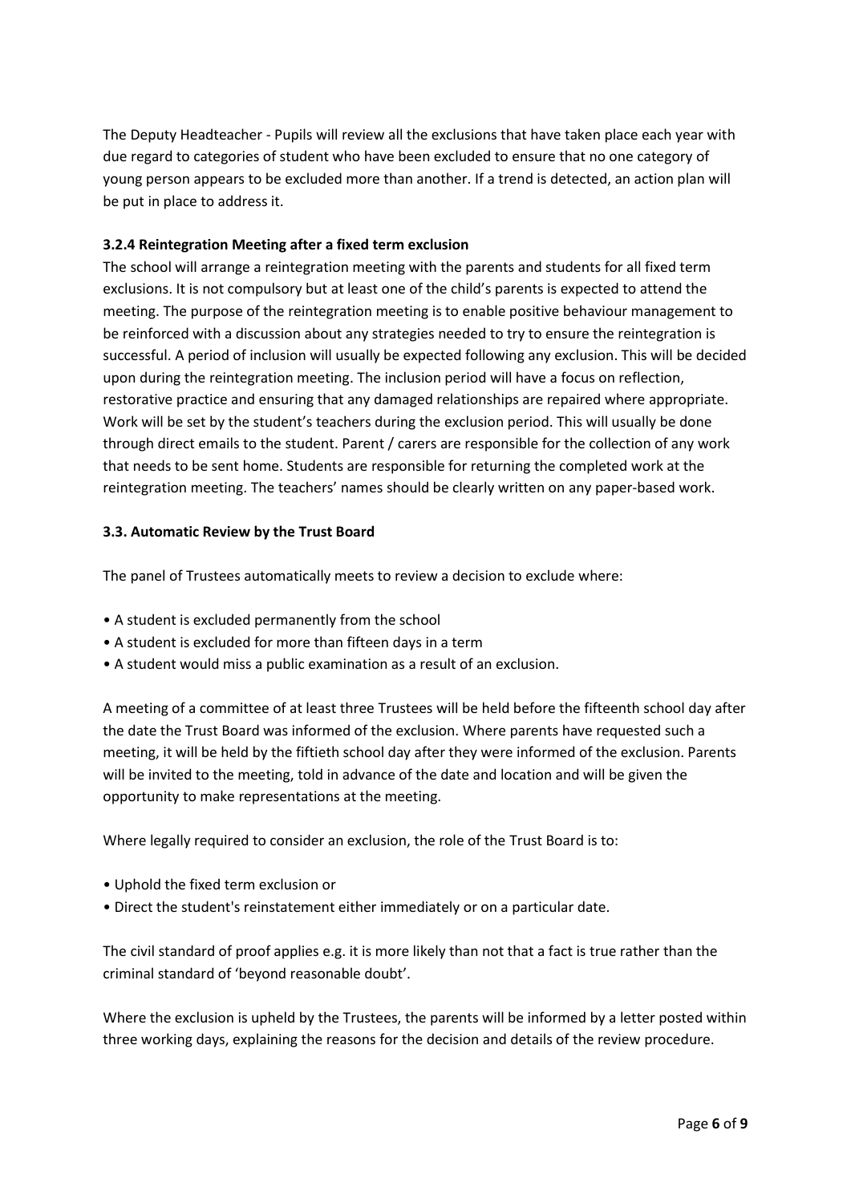The Deputy Headteacher - Pupils will review all the exclusions that have taken place each year with due regard to categories of student who have been excluded to ensure that no one category of young person appears to be excluded more than another. If a trend is detected, an action plan will be put in place to address it.

### 3.2.4 Reintegration Meeting after a fixed term exclusion

The school will arrange a reintegration meeting with the parents and students for all fixed term exclusions. It is not compulsory but at least one of the child's parents is expected to attend the meeting. The purpose of the reintegration meeting is to enable positive behaviour management to be reinforced with a discussion about any strategies needed to try to ensure the reintegration is successful. A period of inclusion will usually be expected following any exclusion. This will be decided upon during the reintegration meeting. The inclusion period will have a focus on reflection, restorative practice and ensuring that any damaged relationships are repaired where appropriate. Work will be set by the student's teachers during the exclusion period. This will usually be done through direct emails to the student. Parent / carers are responsible for the collection of any work that needs to be sent home. Students are responsible for returning the completed work at the reintegration meeting. The teachers' names should be clearly written on any paper-based work.

### 3.3. Automatic Review by the Trust Board

The panel of Trustees automatically meets to review a decision to exclude where:

- A student is excluded permanently from the school
- A student is excluded for more than fifteen days in a term
- A student would miss a public examination as a result of an exclusion.

A meeting of a committee of at least three Trustees will be held before the fifteenth school day after the date the Trust Board was informed of the exclusion. Where parents have requested such a meeting, it will be held by the fiftieth school day after they were informed of the exclusion. Parents will be invited to the meeting, told in advance of the date and location and will be given the opportunity to make representations at the meeting.

Where legally required to consider an exclusion, the role of the Trust Board is to:

- Uphold the fixed term exclusion or
- Direct the student's reinstatement either immediately or on a particular date.

The civil standard of proof applies e.g. it is more likely than not that a fact is true rather than the criminal standard of 'beyond reasonable doubt'.

Where the exclusion is upheld by the Trustees, the parents will be informed by a letter posted within three working days, explaining the reasons for the decision and details of the review procedure.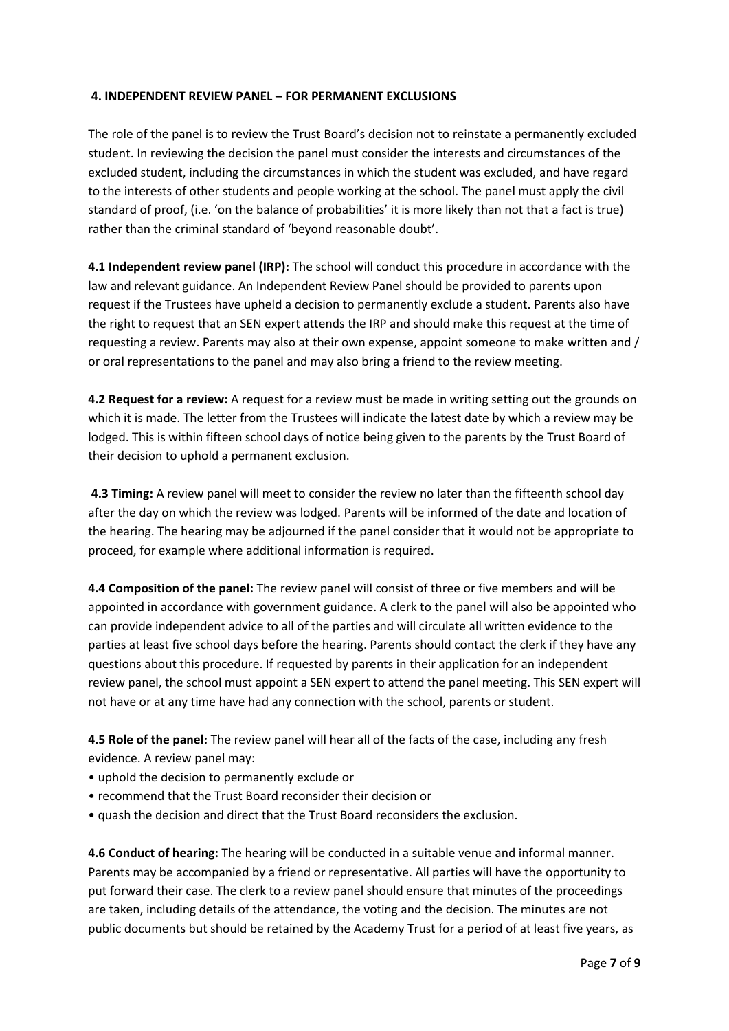#### 4. INDEPENDENT REVIEW PANEL – FOR PERMANENT EXCLUSIONS

The role of the panel is to review the Trust Board's decision not to reinstate a permanently excluded student. In reviewing the decision the panel must consider the interests and circumstances of the excluded student, including the circumstances in which the student was excluded, and have regard to the interests of other students and people working at the school. The panel must apply the civil standard of proof, (i.e. 'on the balance of probabilities' it is more likely than not that a fact is true) rather than the criminal standard of 'beyond reasonable doubt'.

**4.1 Independent review panel (IRP):** The school will conduct this procedure in accordance with the law and relevant guidance. An Independent Review Panel should be provided to parents upon request if the Trustees have upheld a decision to permanently exclude a student. Parents also have the right to request that an SEN expert attends the IRP and should make this request at the time of requesting a review. Parents may also at their own expense, appoint someone to make written and / or oral representations to the panel and may also bring a friend to the review meeting.

**4.2 Request for a review:** A request for a review must be made in writing setting out the grounds on which it is made. The letter from the Trustees will indicate the latest date by which a review may be lodged. This is within fifteen school days of notice being given to the parents by the Trust Board of their decision to uphold a permanent exclusion.

**4.3 Timing:** A review panel will meet to consider the review no later than the fifteenth school day after the day on which the review was lodged. Parents will be informed of the date and location of the hearing. The hearing may be adjourned if the panel consider that it would not be appropriate to proceed, for example where additional information is required.

**4.4 Composition of the panel:** The review panel will consist of three or five members and will be appointed in accordance with government guidance. A clerk to the panel will also be appointed who can provide independent advice to all of the parties and will circulate all written evidence to the parties at least five school days before the hearing. Parents should contact the clerk if they have any questions about this procedure. If requested by parents in their application for an independent review panel, the school must appoint a SEN expert to attend the panel meeting. This SEN expert will not have or at any time have had any connection with the school, parents or student.

**4.5 Role of the panel:** The review panel will hear all of the facts of the case, including any fresh evidence. A review panel may:

- uphold the decision to permanently exclude or
- recommend that the Trust Board reconsider their decision or
- quash the decision and direct that the Trust Board reconsiders the exclusion.

**4.6 Conduct of hearing:** The hearing will be conducted in a suitable venue and informal manner. Parents may be accompanied by a friend or representative. All parties will have the opportunity to put forward their case. The clerk to a review panel should ensure that minutes of the proceedings are taken, including details of the attendance, the voting and the decision. The minutes are not public documents but should be retained by the Academy Trust for a period of at least five years, as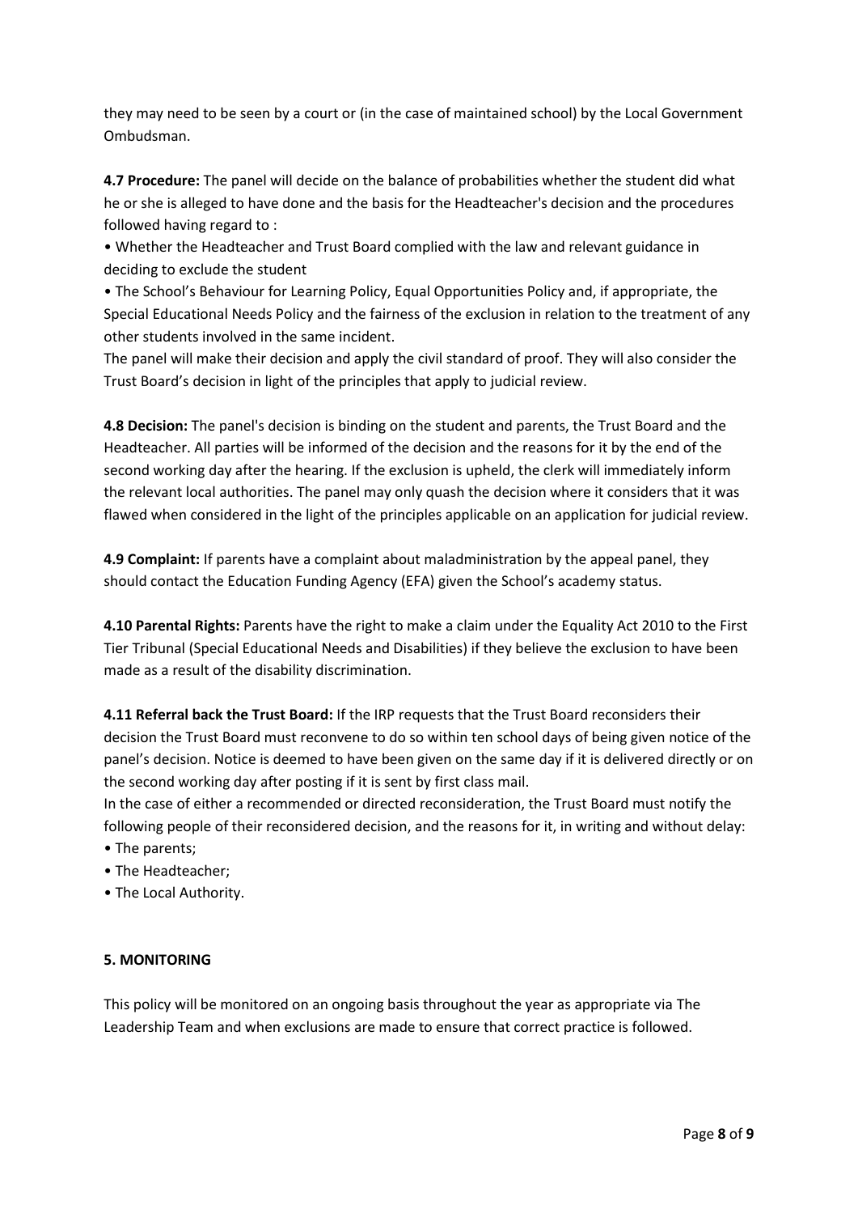they may need to be seen by a court or (in the case of maintained school) by the Local Government Ombudsman.

**4.7 Procedure:** The panel will decide on the balance of probabilities whether the student did what he or she is alleged to have done and the basis for the Headteacher's decision and the procedures followed having regard to :

- Whether the Headteacher and Trust Board complied with the law and relevant guidance in deciding to exclude the student
- The School's Behaviour for Learning Policy, Equal Opportunities Policy and, if appropriate, the Special Educational Needs Policy and the fairness of the exclusion in relation to the treatment of any other students involved in the same incident.

The panel will make their decision and apply the civil standard of proof. They will also consider the Trust Board's decision in light of the principles that apply to judicial review.

**4.8 Decision:** The panel's decision is binding on the student and parents, the Trust Board and the Headteacher. All parties will be informed of the decision and the reasons for it by the end of the second working day after the hearing. If the exclusion is upheld, the clerk will immediately inform the relevant local authorities. The panel may only quash the decision where it considers that it was flawed when considered in the light of the principles applicable on an application for judicial review.

**4.9 Complaint:** If parents have a complaint about maladministration by the appeal panel, they should contact the Education Funding Agency (EFA) given the School's academy status.

**4.10 Parental Rights:** Parents have the right to make a claim under the Equality Act 2010 to the First Tier Tribunal (Special Educational Needs and Disabilities) if they believe the exclusion to have been made as a result of the disability discrimination.

**4.11 Referral back the Trust Board:** If the IRP requests that the Trust Board reconsiders their decision the Trust Board must reconvene to do so within ten school days of being given notice of the panel's decision. Notice is deemed to have been given on the same day if it is delivered directly or on the second working day after posting if it is sent by first class mail.

In the case of either a recommended or directed reconsideration, the Trust Board must notify the following people of their reconsidered decision, and the reasons for it, in writing and without delay:

- The parents;
- The Headteacher;
- The Local Authority.

## 5. MONITORING

This policy will be monitored on an ongoing basis throughout the year as appropriate via The Leadership Team and when exclusions are made to ensure that correct practice is followed.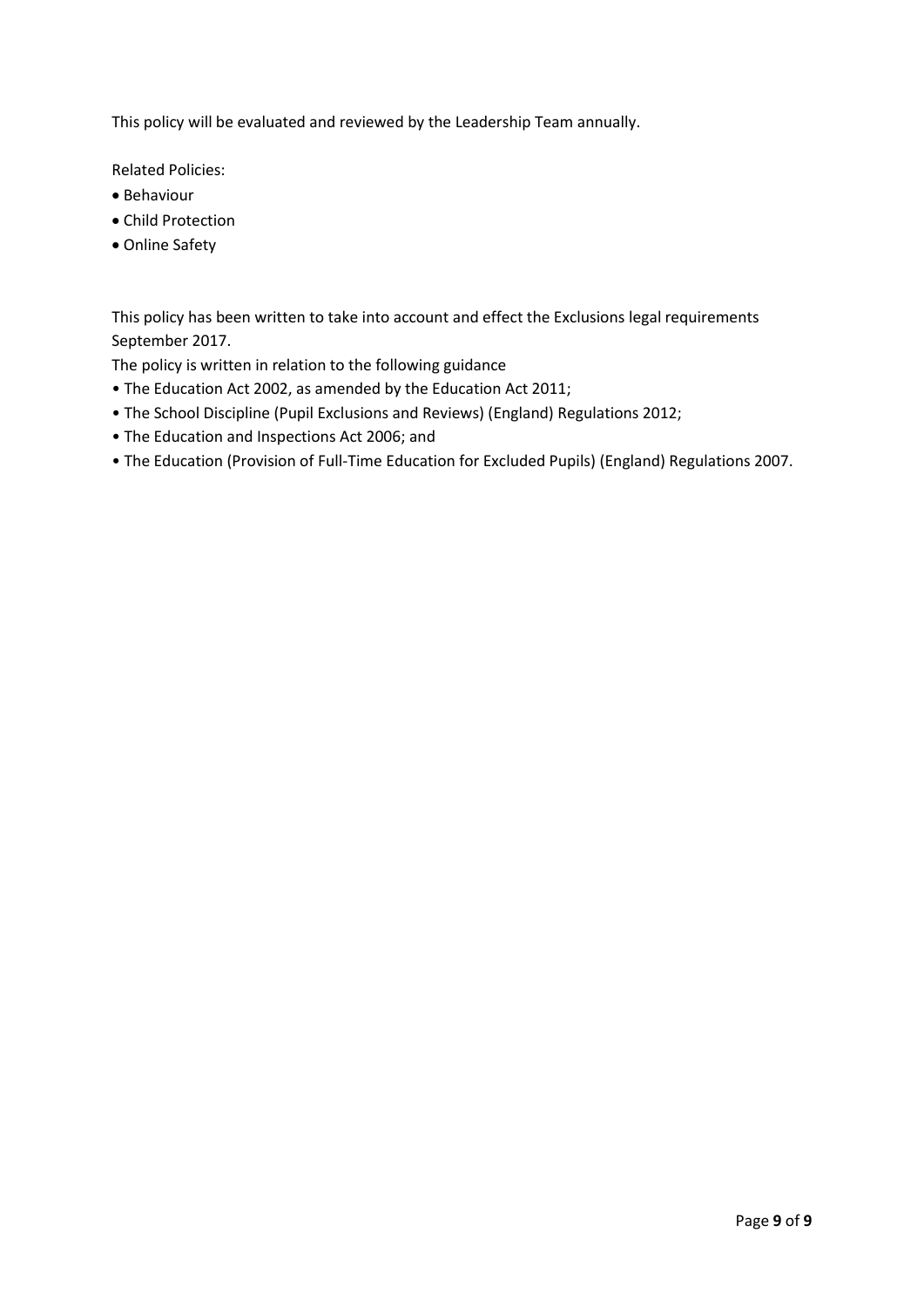This policy will be evaluated and reviewed by the Leadership Team annually.

Related Policies:

- Behaviour
- Child Protection
- Online Safety

This policy has been written to take into account and effect the Exclusions legal requirements September 2017.

The policy is written in relation to the following guidance

- The Education Act 2002, as amended by the Education Act 2011;
- The School Discipline (Pupil Exclusions and Reviews) (England) Regulations 2012;
- The Education and Inspections Act 2006; and
- The Education (Provision of Full-Time Education for Excluded Pupils) (England) Regulations 2007.